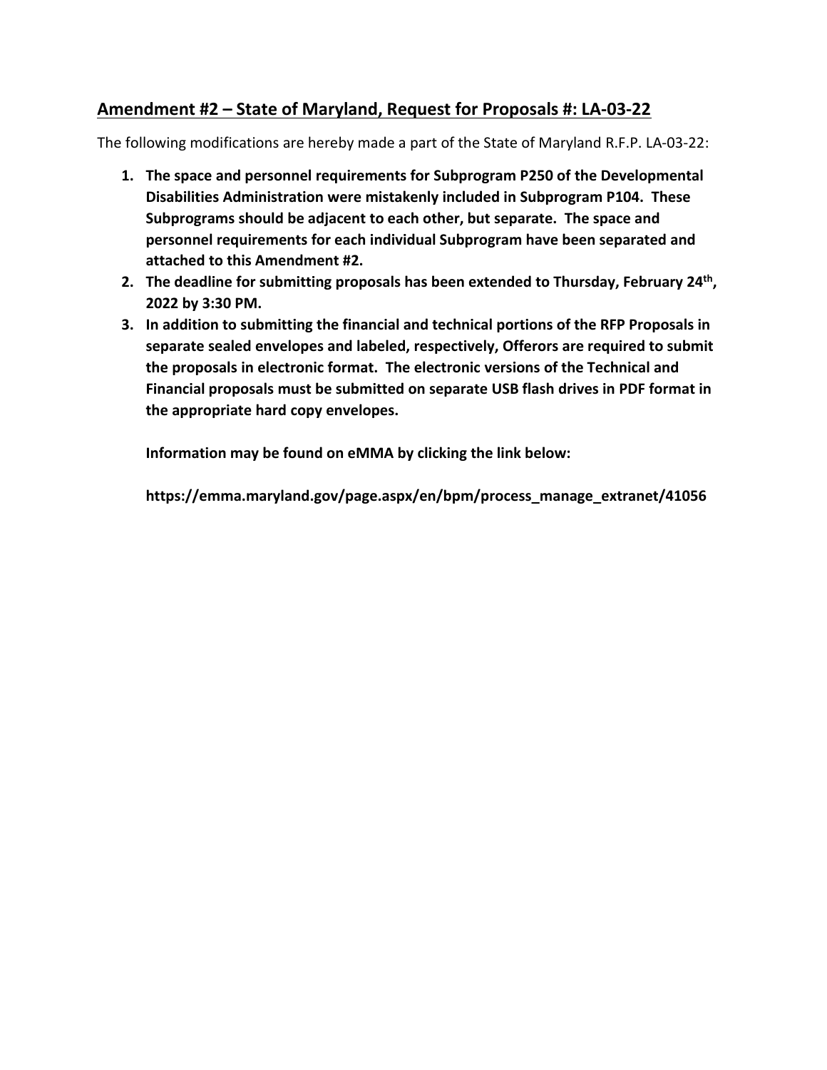## Amendment #2 – State of Maryland, Request for Proposals #: LA-03-22

The following modifications are hereby made a part of the State of Maryland R.F.P. LA-03-22:

1. **The space and personnel requirements for Subprogram P250 of the Developmental Disabilities Administration were mistakenly included in Subprogram P104. These Subprograms should be adjacent to each other, but separate. The space and personnel requirements for each individual Subprogram have been separated and attached to this Amendment #2.**
2. **The deadline for submitting proposals has been extended to Thursday, February 24th, 2022 by 3:30 PM.**
3. **In addition to submitting the financial and technical portions of the RFP Proposals in separate sealed envelopes and labeled, respectively, Offerors are required to submit the proposals in electronic format. The electronic versions of the Technical and Financial proposals must be submitted on separate USB flash drives in PDF format in the appropriate hard copy envelopes.**

   **Information may be found on eMMA by clicking the link below:**

   **https://emma.maryland.gov/page.aspx/en/bpm/process_manage_extranet/41056**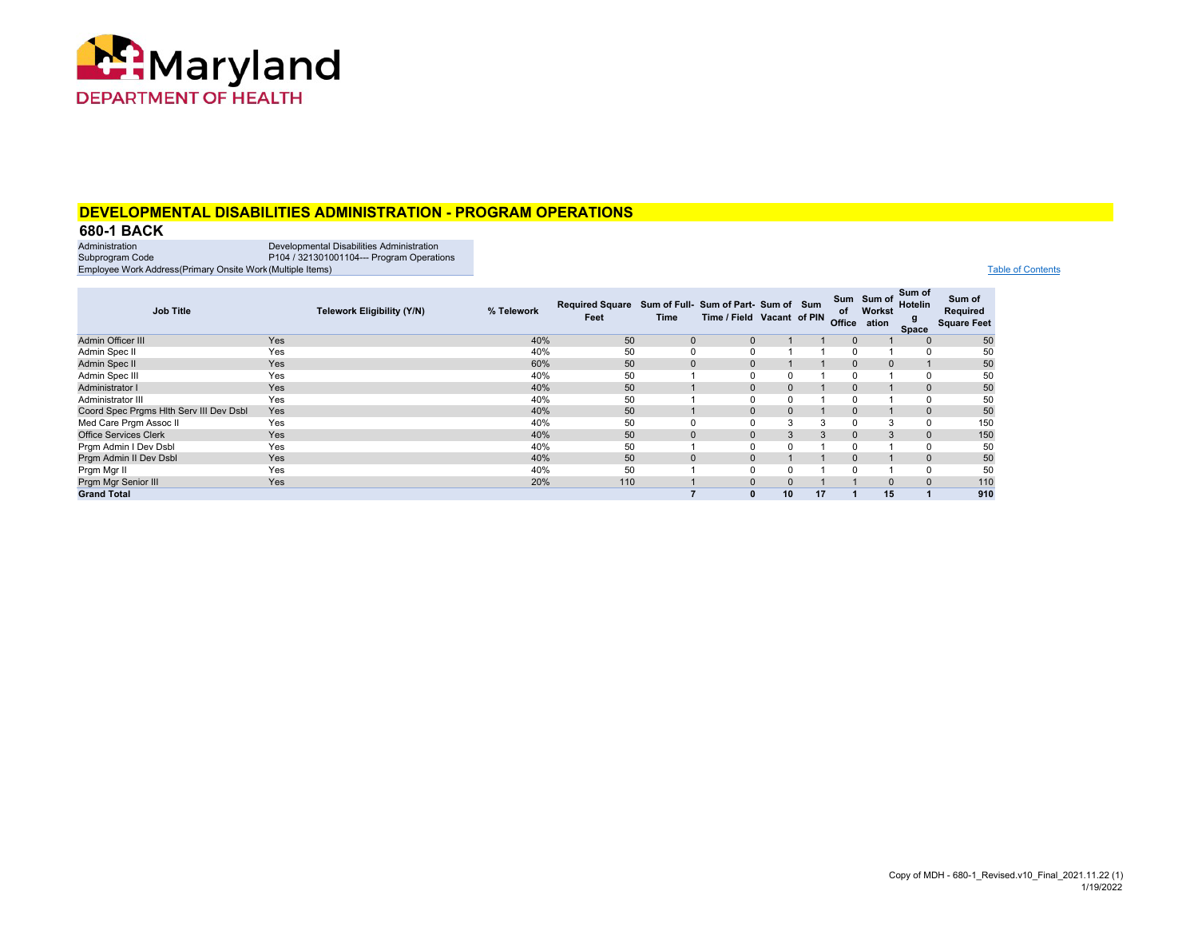Maryland DEPARTMENT OF HEALTH

## DEVELOPMENTAL DISABILITIES ADMINISTRATION - PROGRAM OPERATIONS

### 680-1 BACK

| | |
|---|---|
| Administration | Developmental Disabilities Administration |
| Subprogram Code | P104 / 321301001104--- Program Operations |
| Employee Work Address(Primary Onsite Work | (Multiple Items) |

Table of Contents

| Job Title | Telework Eligibility (Y/N) | % Telework | Required Square Feet | Sum of Full-Time | Sum of Part-Time / Field | Sum of Vacant | Sum of PIN | Sum of Office | Sum of Workstation | Sum of Hoteling Space | Sum of Required Square Feet |
|---|---|---|---|---|---|---|---|---|---|---|---|
| Admin Officer III | Yes | 40% | 50 | 0 | 0 | 1 | 1 | 0 | 1 | 0 | 50 |
| Admin Spec II | Yes | 40% | 50 | 0 | 0 | 1 | 1 | 0 | 1 | 0 | 50 |
| Admin Spec II | Yes | 60% | 50 | 0 | 0 | 1 | 1 | 0 | 0 | 1 | 50 |
| Admin Spec III | Yes | 40% | 50 | 1 | 0 | 0 | 1 | 0 | 1 | 0 | 50 |
| Administrator I | Yes | 40% | 50 | 1 | 0 | 0 | 1 | 0 | 1 | 0 | 50 |
| Administrator III | Yes | 40% | 50 | 1 | 0 | 0 | 1 | 0 | 1 | 0 | 50 |
| Coord Spec Prgms Hlth Serv III Dev Dsbl | Yes | 40% | 50 | 1 | 0 | 0 | 1 | 0 | 1 | 0 | 50 |
| Med Care Prgm Assoc II | Yes | 40% | 50 | 0 | 0 | 3 | 3 | 0 | 3 | 0 | 150 |
| Office Services Clerk | Yes | 40% | 50 | 0 | 0 | 3 | 3 | 0 | 3 | 0 | 150 |
| Prgm Admin I Dev Dsbl | Yes | 40% | 50 | 1 | 0 | 0 | 1 | 0 | 1 | 0 | 50 |
| Prgm Admin II Dev Dsbl | Yes | 40% | 50 | 0 | 0 | 1 | 1 | 0 | 1 | 0 | 50 |
| Prgm Mgr II | Yes | 40% | 50 | 1 | 0 | 0 | 1 | 0 | 1 | 0 | 50 |
| Prgm Mgr Senior III | Yes | 20% | 110 | 1 | 0 | 0 | 1 | 1 | 0 | 0 | 110 |
| **Grand Total** | | | | **7** | **0** | **10** | **17** | **1** | **15** | **1** | **910** |

Copy of MDH - 680-1_Revised.v10_Final_2021.11.22 (1)
1/19/2022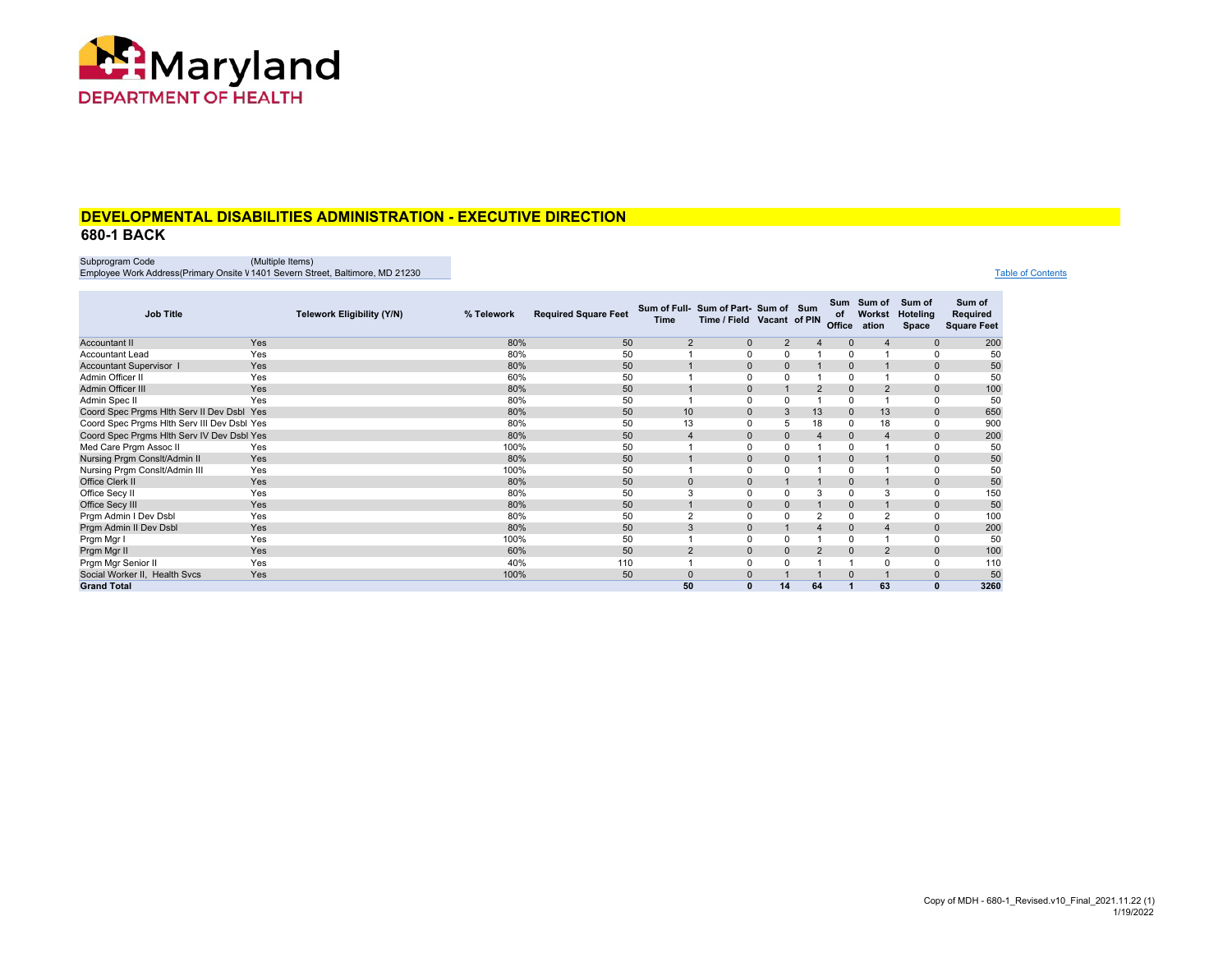Maryland
DEPARTMENT OF HEALTH

## DEVELOPMENTAL DISABILITIES ADMINISTRATION - EXECUTIVE DIRECTION

### 680-1 BACK

Subprogram Code (Multiple Items)
Employee Work Address(Primary Onsite W 1401 Severn Street, Baltimore, MD 21230

Table of Contents

| Job Title | Telework Eligibility (Y/N) | % Telework | Required Square Feet | Sum of Full-Time | Sum of Part-Time / Field | Sum of Vacant | Sum of PIN | Sum of Office | Sum of Workstation | Sum of Hoteling Space | Sum of Required Square Feet |
|---|---|---|---|---|---|---|---|---|---|---|---|
| Accountant II | Yes | 80% | 50 | 2 | 0 | 2 | 4 | 0 | 4 | 0 | 200 |
| Accountant Lead | Yes | 80% | 50 | 1 | 0 | 0 | 1 | 0 | 1 | 0 | 50 |
| Accountant Supervisor I | Yes | 80% | 50 | 1 | 0 | 0 | 1 | 0 | 1 | 0 | 50 |
| Admin Officer II | Yes | 60% | 50 | 1 | 0 | 0 | 1 | 0 | 1 | 0 | 50 |
| Admin Officer III | Yes | 80% | 50 | 1 | 0 | 1 | 2 | 0 | 2 | 0 | 100 |
| Admin Spec II | Yes | 80% | 50 | 1 | 0 | 0 | 1 | 0 | 1 | 0 | 50 |
| Coord Spec Prgms Hlth Serv II Dev Dsbl | Yes | 80% | 50 | 10 | 0 | 3 | 13 | 0 | 13 | 0 | 650 |
| Coord Spec Prgms Hlth Serv III Dev Dsbl | Yes | 80% | 50 | 13 | 0 | 5 | 18 | 0 | 18 | 0 | 900 |
| Coord Spec Prgms Hlth Serv IV Dev Dsbl | Yes | 80% | 50 | 4 | 0 | 0 | 4 | 0 | 4 | 0 | 200 |
| Med Care Prgm Assoc II | Yes | 100% | 50 | 1 | 0 | 0 | 1 | 0 | 1 | 0 | 50 |
| Nursing Prgm Conslt/Admin II | Yes | 80% | 50 | 1 | 0 | 0 | 1 | 0 | 1 | 0 | 50 |
| Nursing Prgm Conslt/Admin III | Yes | 100% | 50 | 1 | 0 | 0 | 1 | 0 | 1 | 0 | 50 |
| Office Clerk II | Yes | 80% | 50 | 0 | 0 | 1 | 1 | 0 | 1 | 0 | 50 |
| Office Secy II | Yes | 80% | 50 | 3 | 0 | 0 | 3 | 0 | 3 | 0 | 150 |
| Office Secy III | Yes | 80% | 50 | 1 | 0 | 0 | 1 | 0 | 1 | 0 | 50 |
| Prgm Admin I Dev Dsbl | Yes | 80% | 50 | 2 | 0 | 0 | 2 | 0 | 2 | 0 | 100 |
| Prgm Admin II Dev Dsbl | Yes | 80% | 50 | 3 | 0 | 1 | 4 | 0 | 4 | 0 | 200 |
| Prgm Mgr I | Yes | 100% | 50 | 1 | 0 | 0 | 1 | 0 | 1 | 0 | 50 |
| Prgm Mgr II | Yes | 60% | 50 | 2 | 0 | 0 | 2 | 0 | 2 | 0 | 100 |
| Prgm Mgr Senior II | Yes | 40% | 110 | 1 | 0 | 0 | 1 | 1 | 0 | 0 | 110 |
| Social Worker II, Health Svcs | Yes | 100% | 50 | 0 | 0 | 1 | 1 | 0 | 1 | 0 | 50 |
| **Grand Total** | | | | **50** | **0** | **14** | **64** | **1** | **63** | **0** | **3260** |

Copy of MDH - 680-1_Revised.v10_Final_2021.11.22 (1)
1/19/2022